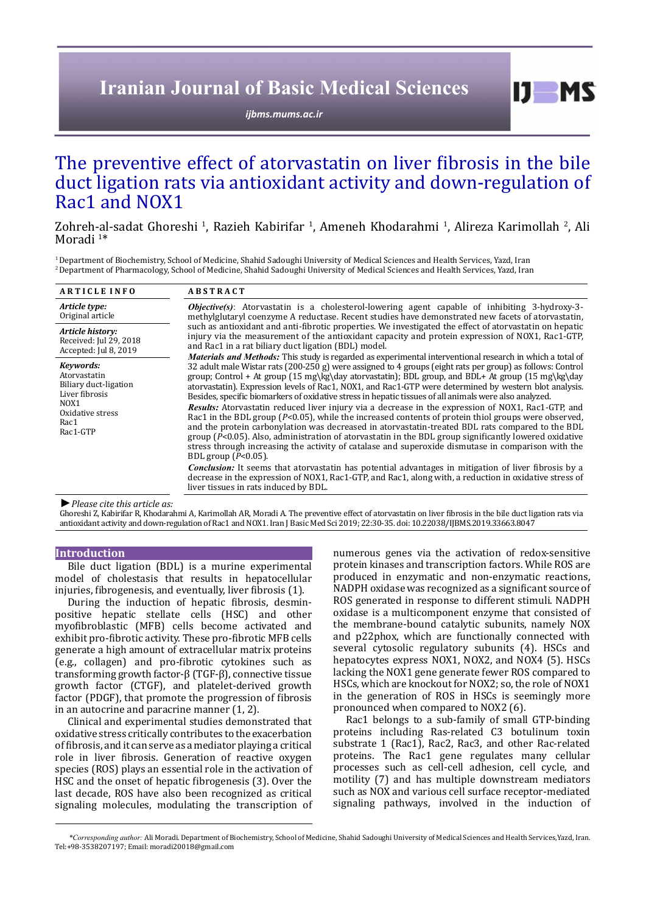# The preventive effect of atorvastatin on liver fibrosis in the bile duct ligation rats via antioxidant activity and down-regulation of Rac1 and NOX1

Zohreh-al-sadat Ghoreshi [1], Razieh Kabirifar [1], Ameneh Khodarahmi [1], Alireza Karimollah [2], Ali Moradi [1]*

[1] Department of Biochemistry, School of Medicine, Shahid Sadoughi University of Medical Sciences and Health Services, Yazd, Iran
[2] Department of Pharmacology, School of Medicine, Shahid Sadoughi University of Medical Sciences and Health Services, Yazd, Iran

**ARTICLE INFO**

*Article type:*
Original article

*Article history:*
Received: Jul 29, 2018
Accepted: Jul 8, 2019

*Keywords:*
Atorvastatin
Biliary duct-ligation
Liver fibrosis
NOX1
Oxidative stress
Rac1
Rac1-GTP

**ABSTRACT**

***Objective(s)***: Atorvastatin is a cholesterol-lowering agent capable of inhibiting 3-hydroxy-3-methylglutaryl coenzyme A reductase. Recent studies have demonstrated new facets of atorvastatin, such as antioxidant and anti-fibrotic properties. We investigated the effect of atorvastatin on hepatic injury via the measurement of the antioxidant capacity and protein expression of NOX1, Rac1-GTP, and Rac1 in a rat biliary duct ligation (BDL) model.

***Materials and Methods:*** This study is regarded as experimental interventional research in which a total of 32 adult male Wistar rats (200-250 g) were assigned to 4 groups (eight rats per group) as follows: Control group; Control + At group (15 mg\kg\day atorvastatin); BDL group, and BDL+ At group (15 mg\kg\day atorvastatin). Expression levels of Rac1, NOX1, and Rac1-GTP were determined by western blot analysis. Besides, specific biomarkers of oxidative stress in hepatic tissues of all animals were also analyzed.

***Results:*** Atorvastatin reduced liver injury via a decrease in the expression of NOX1, Rac1-GTP, and Rac1 in the BDL group ($P$<0.05), while the increased contents of protein thiol groups were observed, and the protein carbonylation was decreased in atorvastatin-treated BDL rats compared to the BDL group ($P$<0.05). Also, administration of atorvastatin in the BDL group significantly lowered oxidative stress through increasing the activity of catalase and superoxide dismutase in comparison with the BDL group ($P$<0.05).

***Conclusion:*** It seems that atorvastatin has potential advantages in mitigation of liver fibrosis by a decrease in the expression of NOX1, Rac1-GTP, and Rac1, along with, a reduction in oxidative stress of liver tissues in rats induced by BDL.

► *Please cite this article as:*
Ghoreshi Z, Kabirifar R, Khodarahmi A, Karimollah AR, Moradi A. The preventive effect of atorvastatin on liver fibrosis in the bile duct ligation rats via antioxidant activity and down-regulation of Rac1 and NOX1. Iran J Basic Med Sci 2019; 22:30-35. doi: 10.22038/IJBMS.2019.33663.8047

## Introduction

Bile duct ligation (BDL) is a murine experimental model of cholestasis that results in hepatocellular injuries, fibrogenesis, and eventually, liver fibrosis (1).

During the induction of hepatic fibrosis, desmin-positive hepatic stellate cells (HSC) and other myofibroblastic (MFB) cells become activated and exhibit pro-fibrotic activity. These pro-fibrotic MFB cells generate a high amount of extracellular matrix proteins (e.g., collagen) and pro-fibrotic cytokines such as transforming growth factor-β (TGF-β), connective tissue growth factor (CTGF), and platelet-derived growth factor (PDGF), that promote the progression of fibrosis in an autocrine and paracrine manner (1, 2).

Clinical and experimental studies demonstrated that oxidative stress critically contributes to the exacerbation of fibrosis, and it can serve as a mediator playing a critical role in liver fibrosis. Generation of reactive oxygen species (ROS) plays an essential role in the activation of HSC and the onset of hepatic fibrogenesis (3). Over the last decade, ROS have also been recognized as critical signaling molecules, modulating the transcription of numerous genes via the activation of redox-sensitive protein kinases and transcription factors. While ROS are produced in enzymatic and non-enzymatic reactions, NADPH oxidase was recognized as a significant source of ROS generated in response to different stimuli. NADPH oxidase is a multicomponent enzyme that consisted of the membrane-bound catalytic subunits, namely NOX and p22phox, which are functionally connected with several cytosolic regulatory subunits (4). HSCs and hepatocytes express NOX1, NOX2, and NOX4 (5). HSCs lacking the NOX1 gene generate fewer ROS compared to HSCs, which are knockout for NOX2; so, the role of NOX1 in the generation of ROS in HSCs is seemingly more pronounced when compared to NOX2 (6).

Rac1 belongs to a sub-family of small GTP-binding proteins including Ras-related C3 botulinum toxin substrate 1 (Rac1), Rac2, Rac3, and other Rac-related proteins. The Rac1 gene regulates many cellular processes such as cell-cell adhesion, cell cycle, and motility (7) and has multiple downstream mediators such as NOX and various cell surface receptor-mediated signaling pathways, involved in the induction of

*\*Corresponding author:* Ali Moradi. Department of Biochemistry, School of Medicine, Shahid Sadoughi University of Medical Sciences and Health Services,Yazd, Iran. Tel:+98-3538207197; Email: moradi20018@gmail.com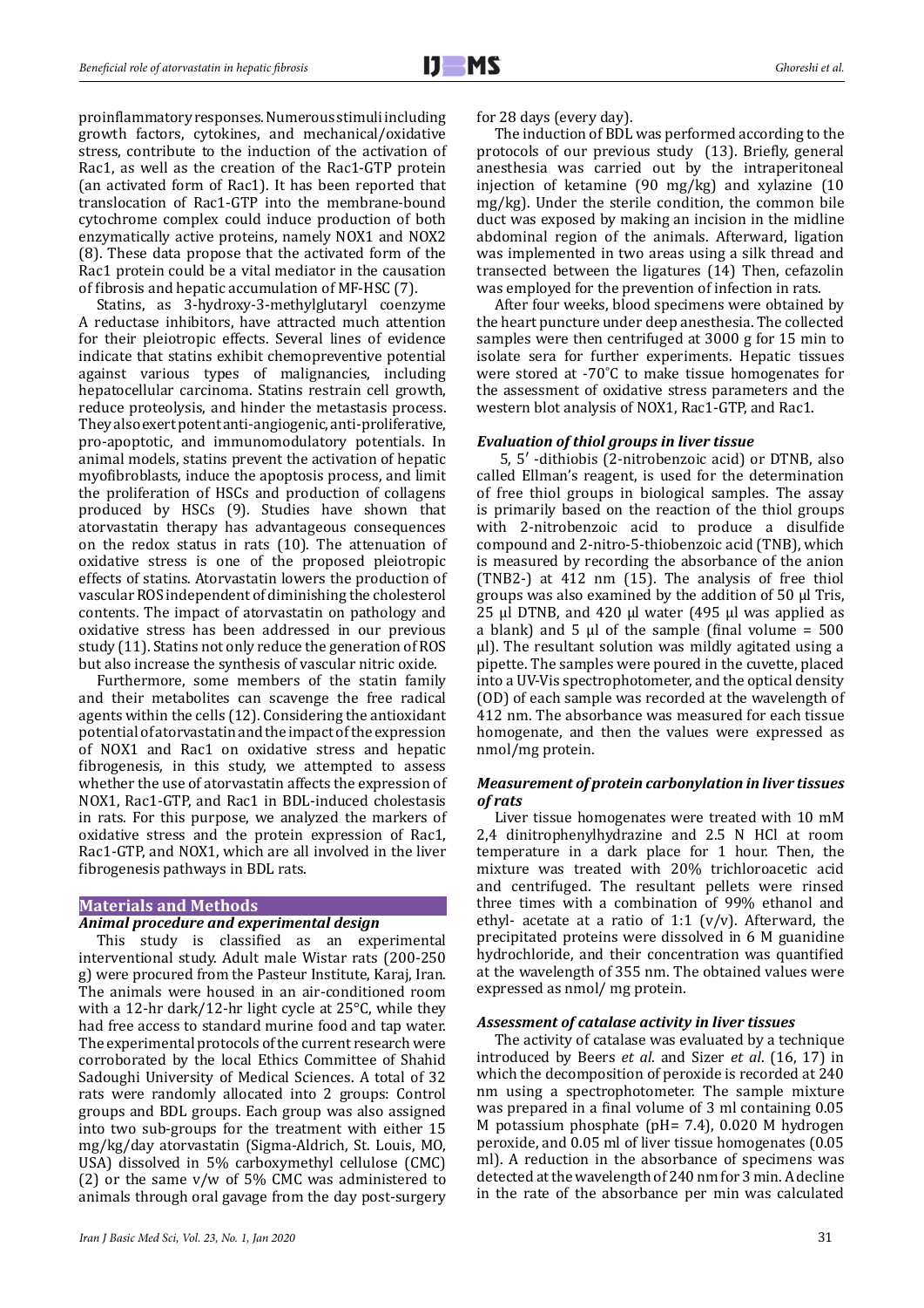proinflammatory responses. Numerous stimuli including growth factors, cytokines, and mechanical/oxidative stress, contribute to the induction of the activation of Rac1, as well as the creation of the Rac1-GTP protein (an activated form of Rac1). It has been reported that translocation of Rac1-GTP into the membrane-bound cytochrome complex could induce production of both enzymatically active proteins, namely NOX1 and NOX2 (8). These data propose that the activated form of the Rac1 protein could be a vital mediator in the causation of fibrosis and hepatic accumulation of MF-HSC (7).

Statins, as 3-hydroxy-3-methylglutaryl coenzyme A reductase inhibitors, have attracted much attention for their pleiotropic effects. Several lines of evidence indicate that statins exhibit chemopreventive potential against various types of malignancies, including hepatocellular carcinoma. Statins restrain cell growth, reduce proteolysis, and hinder the metastasis process. They also exert potent anti-angiogenic, anti-proliferative, pro-apoptotic, and immunomodulatory potentials. In animal models, statins prevent the activation of hepatic myofibroblasts, induce the apoptosis process, and limit the proliferation of HSCs and production of collagens produced by HSCs (9). Studies have shown that atorvastatin therapy has advantageous consequences on the redox status in rats (10). The attenuation of oxidative stress is one of the proposed pleiotropic effects of statins. Atorvastatin lowers the production of vascular ROS independent of diminishing the cholesterol contents. The impact of atorvastatin on pathology and oxidative stress has been addressed in our previous study (11). Statins not only reduce the generation of ROS but also increase the synthesis of vascular nitric oxide.

Furthermore, some members of the statin family and their metabolites can scavenge the free radical agents within the cells (12). Considering the antioxidant potential of atorvastatin and the impact of the expression of NOX1 and Rac1 on oxidative stress and hepatic fibrogenesis, in this study, we attempted to assess whether the use of atorvastatin affects the expression of NOX1, Rac1-GTP, and Rac1 in BDL-induced cholestasis in rats. For this purpose, we analyzed the markers of oxidative stress and the protein expression of Rac1, Rac1-GTP, and NOX1, which are all involved in the liver fibrogenesis pathways in BDL rats.

## Materials and Methods

### *Animal procedure and experimental design*

This study is classified as an experimental interventional study. Adult male Wistar rats (200-250 g) were procured from the Pasteur Institute, Karaj, Iran. The animals were housed in an air-conditioned room with a 12-hr dark/12-hr light cycle at 25°C, while they had free access to standard murine food and tap water. The experimental protocols of the current research were corroborated by the local Ethics Committee of Shahid Sadoughi University of Medical Sciences. A total of 32 rats were randomly allocated into 2 groups: Control groups and BDL groups. Each group was also assigned into two sub-groups for the treatment with either 15 mg/kg/day atorvastatin (Sigma-Aldrich, St. Louis, MO, USA) dissolved in 5% carboxymethyl cellulose (CMC) (2) or the same v/w of 5% CMC was administered to animals through oral gavage from the day post-surgery for 28 days (every day).

The induction of BDL was performed according to the protocols of our previous study (13). Briefly, general anesthesia was carried out by the intraperitoneal injection of ketamine (90 mg/kg) and xylazine (10 mg/kg). Under the sterile condition, the common bile duct was exposed by making an incision in the midline abdominal region of the animals. Afterward, ligation was implemented in two areas using a silk thread and transected between the ligatures (14) Then, cefazolin was employed for the prevention of infection in rats.

After four weeks, blood specimens were obtained by the heart puncture under deep anesthesia. The collected samples were then centrifuged at 3000 g for 15 min to isolate sera for further experiments. Hepatic tissues were stored at -70˚C to make tissue homogenates for the assessment of oxidative stress parameters and the western blot analysis of NOX1, Rac1-GTP, and Rac1.

### *Evaluation of thiol groups in liver tissue*

5, 5′ -dithiobis (2-nitrobenzoic acid) or DTNB, also called Ellman's reagent, is used for the determination of free thiol groups in biological samples. The assay is primarily based on the reaction of the thiol groups with 2-nitrobenzoic acid to produce a disulfide compound and 2-nitro-5-thiobenzoic acid (TNB), which is measured by recording the absorbance of the anion ($TNB^{2-}$) at 412 nm (15). The analysis of free thiol groups was also examined by the addition of 50 µl Tris, 25 µl DTNB, and 420 µl water (495 µl was applied as a blank) and 5 µl of the sample (final volume = 500 µl). The resultant solution was mildly agitated using a pipette. The samples were poured in the cuvette, placed into a UV-Vis spectrophotometer, and the optical density (OD) of each sample was recorded at the wavelength of 412 nm. The absorbance was measured for each tissue homogenate, and then the values were expressed as nmol/mg protein.

### *Measurement of protein carbonylation in liver tissues of rats*

Liver tissue homogenates were treated with 10 mM 2,4 dinitrophenylhydrazine and 2.5 N HCl at room temperature in a dark place for 1 hour. Then, the mixture was treated with 20% trichloroacetic acid and centrifuged. The resultant pellets were rinsed three times with a combination of 99% ethanol and ethyl- acetate at a ratio of 1:1 (v/v). Afterward, the precipitated proteins were dissolved in 6 M guanidine hydrochloride, and their concentration was quantified at the wavelength of 355 nm. The obtained values were expressed as nmol/ mg protein.

### *Assessment of catalase activity in liver tissues*

The activity of catalase was evaluated by a technique introduced by Beers *et al.* and Sizer *et al.* (16, 17) in which the decomposition of peroxide is recorded at 240 nm using a spectrophotometer. The sample mixture was prepared in a final volume of 3 ml containing 0.05 M potassium phosphate (pH= 7.4), 0.020 M hydrogen peroxide, and 0.05 ml of liver tissue homogenates (0.05 ml). A reduction in the absorbance of specimens was detected at the wavelength of 240 nm for 3 min. A decline in the rate of the absorbance per min was calculated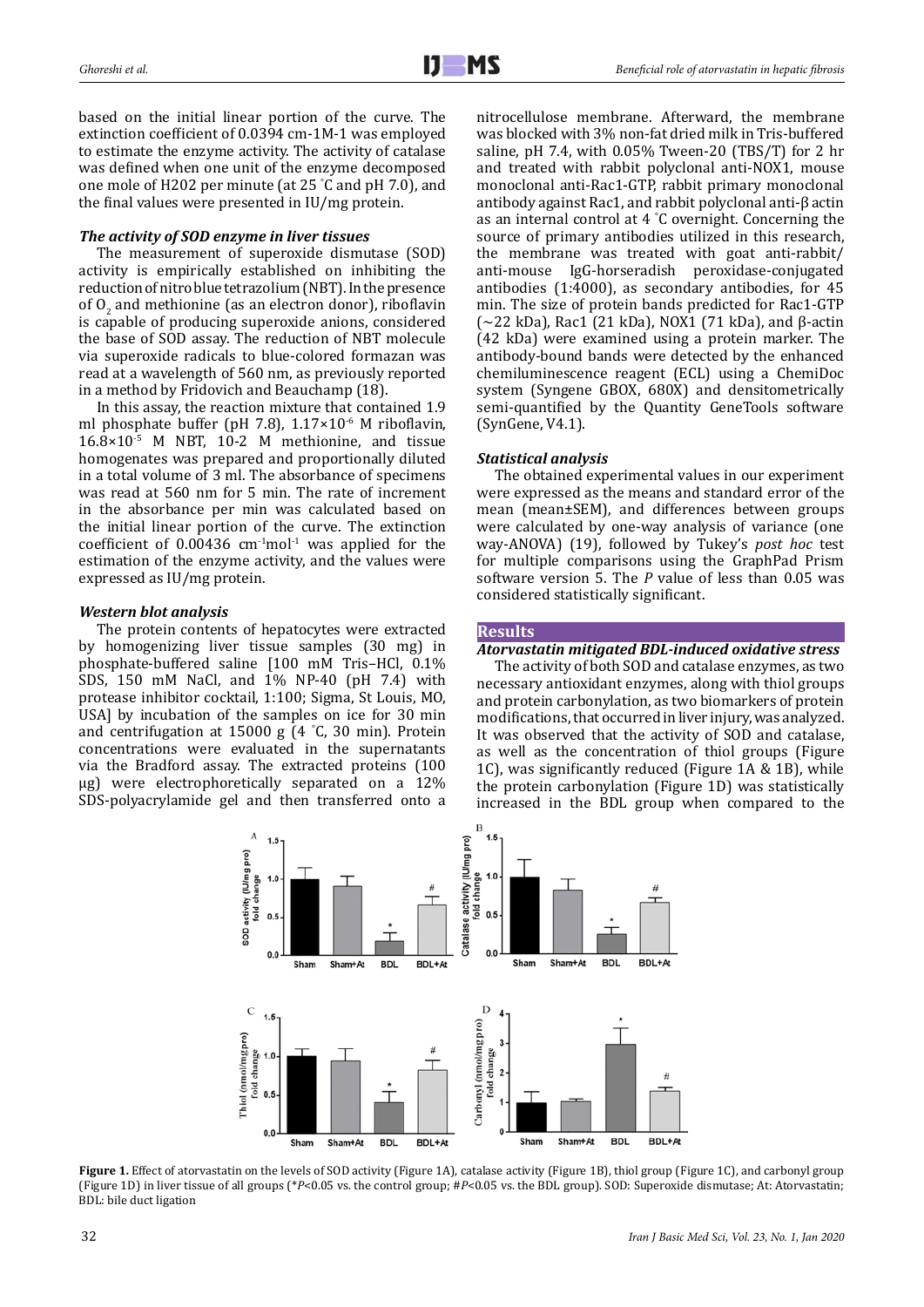based on the initial linear portion of the curve. The extinction coefficient of 0.0394 cm-1M-1 was employed to estimate the enzyme activity. The activity of catalase was defined when one unit of the enzyme decomposed one mole of H202 per minute (at 25 ˚C and pH 7.0), and the final values were presented in IU/mg protein.

### *The activity of SOD enzyme in liver tissues*

The measurement of superoxide dismutase (SOD) activity is empirically established on inhibiting the reduction of nitro blue tetrazolium (NBT). In the presence of $O_2$ and methionine (as an electron donor), riboflavin is capable of producing superoxide anions, considered the base of SOD assay. The reduction of NBT molecule via superoxide radicals to blue-colored formazan was read at a wavelength of 560 nm, as previously reported in a method by Fridovich and Beauchamp (18).

In this assay, the reaction mixture that contained 1.9 ml phosphate buffer (pH 7.8), $1.17\times10^{-6}$ M riboflavin, $16.8\times10^{-5}$ M NBT, 10-2 M methionine, and tissue homogenates was prepared and proportionally diluted in a total volume of 3 ml. The absorbance of specimens was read at 560 nm for 5 min. The rate of increment in the absorbance per min was calculated based on the initial linear portion of the curve. The extinction coefficient of 0.00436 $cm^{-1}mol^{-1}$ was applied for the estimation of the enzyme activity, and the values were expressed as IU/mg protein.

### *Western blot analysis*

The protein contents of hepatocytes were extracted by homogenizing liver tissue samples (30 mg) in phosphate-buffered saline [100 mM Tris–HCl, 0.1% SDS, 150 mM NaCl, and 1% NP-40 (pH 7.4) with protease inhibitor cocktail, 1:100; Sigma, St Louis, MO, USA] by incubation of the samples on ice for 30 min and centrifugation at 15000 g (4 ˚C, 30 min). Protein concentrations were evaluated in the supernatants via the Bradford assay. The extracted proteins (100 μg) were electrophoretically separated on a 12% SDS-polyacrylamide gel and then transferred onto a nitrocellulose membrane. Afterward, the membrane was blocked with 3% non-fat dried milk in Tris-buffered saline, pH 7.4, with 0.05% Tween-20 (TBS/T) for 2 hr and treated with rabbit polyclonal anti-NOX1, mouse monoclonal anti-Rac1-GTP, rabbit primary monoclonal antibody against Rac1, and rabbit polyclonal anti-β actin as an internal control at 4 ˚C overnight. Concerning the source of primary antibodies utilized in this research, the membrane was treated with goat anti-rabbit/anti-mouse IgG-horseradish peroxidase-conjugated antibodies (1:4000), as secondary antibodies, for 45 min. The size of protein bands predicted for Rac1-GTP (~22 kDa), Rac1 (21 kDa), NOX1 (71 kDa), and β-actin (42 kDa) were examined using a protein marker. The antibody-bound bands were detected by the enhanced chemiluminescence reagent (ECL) using a ChemiDoc system (Syngene GBOX, 680X) and densitometrically semi-quantified by the Quantity GeneTools software (SynGene, V4.1).

### *Statistical analysis*

The obtained experimental values in our experiment were expressed as the means and standard error of the mean (mean±SEM), and differences between groups were calculated by one-way analysis of variance (one way-ANOVA) (19), followed by Tukey's *post hoc* test for multiple comparisons using the GraphPad Prism software version 5. The *P* value of less than 0.05 was considered statistically significant.

## Results

### *Atorvastatin mitigated BDL-induced oxidative stress*

The activity of both SOD and catalase enzymes, as two necessary antioxidant enzymes, along with thiol groups and protein carbonylation, as two biomarkers of protein modifications, that occurred in liver injury, was analyzed. It was observed that the activity of SOD and catalase, as well as the concentration of thiol groups (Figure 1C), was significantly reduced (Figure 1A & 1B), while the protein carbonylation (Figure 1D) was statistically increased in the BDL group when compared to the

**Figure 1.** Effect of atorvastatin on the levels of SOD activity (Figure 1A), catalase activity (Figure 1B), thiol group (Figure 1C), and carbonyl group (Figure 1D) in liver tissue of all groups (\**P*<0.05 vs. the control group; #*P*<0.05 vs. the BDL group). SOD: Superoxide dismutase; At: Atorvastatin; BDL: bile duct ligation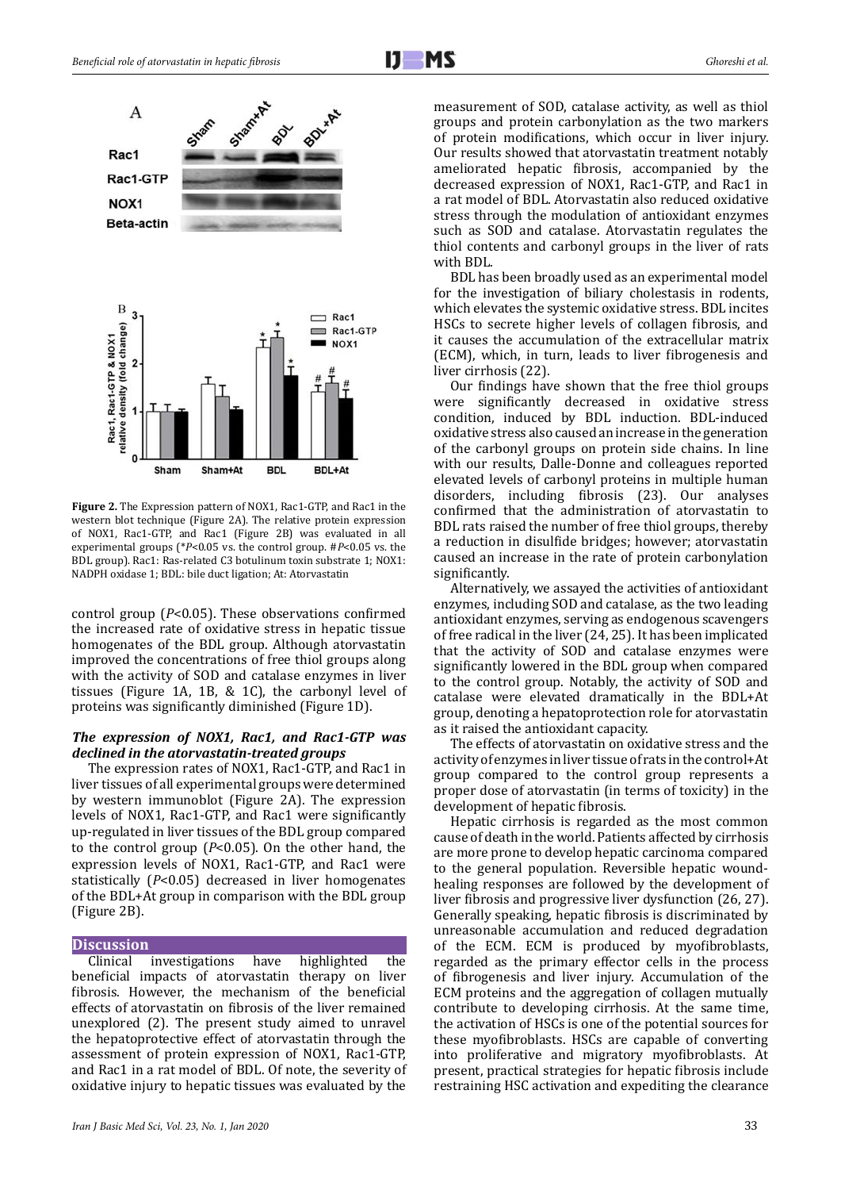**Figure 2.** The Expression pattern of NOX1, Rac1-GTP, and Rac1 in the western blot technique (Figure 2A). The relative protein expression of NOX1, Rac1-GTP, and Rac1 (Figure 2B) was evaluated in all experimental groups (*$P$<0.05 vs. the control group. #$P$<0.05 vs. the BDL group). Rac1: Ras-related C3 botulinum toxin substrate 1; NOX1: NADPH oxidase 1; BDL: bile duct ligation; At: Atorvastatin

control group ($P$<0.05). These observations confirmed the increased rate of oxidative stress in hepatic tissue homogenates of the BDL group. Although atorvastatin improved the concentrations of free thiol groups along with the activity of SOD and catalase enzymes in liver tissues (Figure 1A, 1B, & 1C), the carbonyl level of proteins was significantly diminished (Figure 1D).

### *The expression of NOX1, Rac1, and Rac1-GTP was declined in the atorvastatin-treated groups*

The expression rates of NOX1, Rac1-GTP, and Rac1 in liver tissues of all experimental groups were determined by western immunoblot (Figure 2A). The expression levels of NOX1, Rac1-GTP, and Rac1 were significantly up-regulated in liver tissues of the BDL group compared to the control group ($P$<0.05). On the other hand, the expression levels of NOX1, Rac1-GTP, and Rac1 were statistically ($P$<0.05) decreased in liver homogenates of the BDL+At group in comparison with the BDL group (Figure 2B).

## Discussion

Clinical investigations have highlighted the beneficial impacts of atorvastatin therapy on liver fibrosis. However, the mechanism of the beneficial effects of atorvastatin on fibrosis of the liver remained unexplored (2). The present study aimed to unravel the hepatoprotective effect of atorvastatin through the assessment of protein expression of NOX1, Rac1-GTP, and Rac1 in a rat model of BDL. Of note, the severity of oxidative injury to hepatic tissues was evaluated by the measurement of SOD, catalase activity, as well as thiol groups and protein carbonylation as the two markers of protein modifications, which occur in liver injury. Our results showed that atorvastatin treatment notably ameliorated hepatic fibrosis, accompanied by the decreased expression of NOX1, Rac1-GTP, and Rac1 in a rat model of BDL. Atorvastatin also reduced oxidative stress through the modulation of antioxidant enzymes such as SOD and catalase. Atorvastatin regulates the thiol contents and carbonyl groups in the liver of rats with BDL.

BDL has been broadly used as an experimental model for the investigation of biliary cholestasis in rodents, which elevates the systemic oxidative stress. BDL incites HSCs to secrete higher levels of collagen fibrosis, and it causes the accumulation of the extracellular matrix (ECM), which, in turn, leads to liver fibrogenesis and liver cirrhosis (22).

Our findings have shown that the free thiol groups were significantly decreased in oxidative stress condition, induced by BDL induction. BDL-induced oxidative stress also caused an increase in the generation of the carbonyl groups on protein side chains. In line with our results, Dalle-Donne and colleagues reported elevated levels of carbonyl proteins in multiple human disorders, including fibrosis (23). Our analyses confirmed that the administration of atorvastatin to BDL rats raised the number of free thiol groups, thereby a reduction in disulfide bridges; however; atorvastatin caused an increase in the rate of protein carbonylation significantly.

Alternatively, we assayed the activities of antioxidant enzymes, including SOD and catalase, as the two leading antioxidant enzymes, serving as endogenous scavengers of free radical in the liver (24, 25). It has been implicated that the activity of SOD and catalase enzymes were significantly lowered in the BDL group when compared to the control group. Notably, the activity of SOD and catalase were elevated dramatically in the BDL+At group, denoting a hepatoprotection role for atorvastatin as it raised the antioxidant capacity.

The effects of atorvastatin on oxidative stress and the activity of enzymes in liver tissue of rats in the control+At group compared to the control group represents a proper dose of atorvastatin (in terms of toxicity) in the development of hepatic fibrosis.

Hepatic cirrhosis is regarded as the most common cause of death in the world. Patients affected by cirrhosis are more prone to develop hepatic carcinoma compared to the general population. Reversible hepatic wound-healing responses are followed by the development of liver fibrosis and progressive liver dysfunction (26, 27). Generally speaking, hepatic fibrosis is discriminated by unreasonable accumulation and reduced degradation of the ECM. ECM is produced by myofibroblasts, regarded as the primary effector cells in the process of fibrogenesis and liver injury. Accumulation of the ECM proteins and the aggregation of collagen mutually contribute to developing cirrhosis. At the same time, the activation of HSCs is one of the potential sources for these myofibroblasts. HSCs are capable of converting into proliferative and migratory myofibroblasts. At present, practical strategies for hepatic fibrosis include restraining HSC activation and expediting the clearance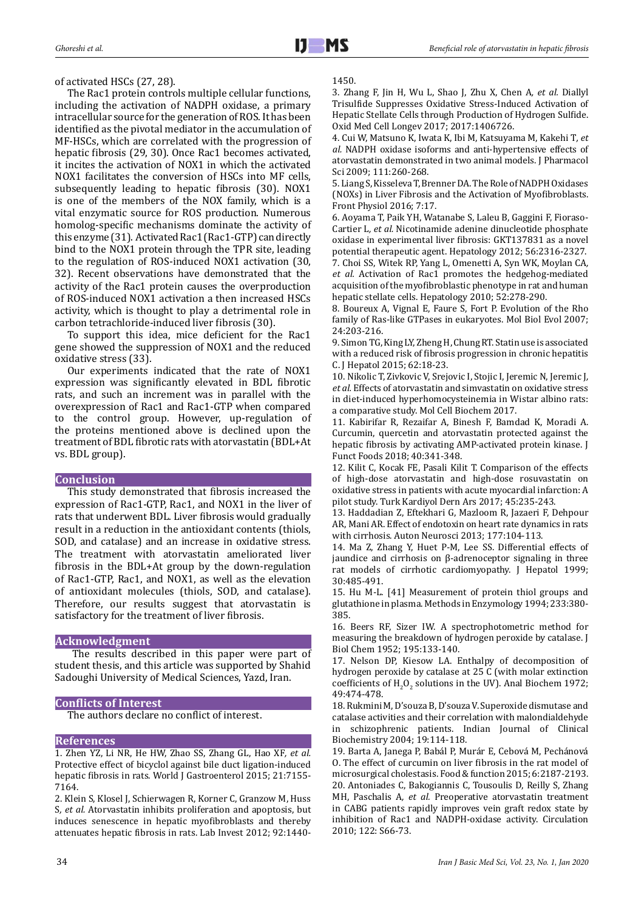of activated HSCs (27, 28).

The Rac1 protein controls multiple cellular functions, including the activation of NADPH oxidase, a primary intracellular source for the generation of ROS. It has been identified as the pivotal mediator in the accumulation of MF-HSCs, which are correlated with the progression of hepatic fibrosis (29, 30). Once Rac1 becomes activated, it incites the activation of NOX1 in which the activated NOX1 facilitates the conversion of HSCs into MF cells, subsequently leading to hepatic fibrosis (30). NOX1 is one of the members of the NOX family, which is a vital enzymatic source for ROS production. Numerous homolog-specific mechanisms dominate the activity of this enzyme (31). Activated Rac1 (Rac1-GTP) can directly bind to the NOX1 protein through the TPR site, leading to the regulation of ROS-induced NOX1 activation (30, 32). Recent observations have demonstrated that the activity of the Rac1 protein causes the overproduction of ROS-induced NOX1 activation a then increased HSCs activity, which is thought to play a detrimental role in carbon tetrachloride-induced liver fibrosis (30).

To support this idea, mice deficient for the Rac1 gene showed the suppression of NOX1 and the reduced oxidative stress (33).

Our experiments indicated that the rate of NOX1 expression was significantly elevated in BDL fibrotic rats, and such an increment was in parallel with the overexpression of Rac1 and Rac1-GTP when compared to the control group. However, up-regulation of the proteins mentioned above is declined upon the treatment of BDL fibrotic rats with atorvastatin (BDL+At vs. BDL group).

## Conclusion

This study demonstrated that fibrosis increased the expression of Rac1-GTP, Rac1, and NOX1 in the liver of rats that underwent BDL. Liver fibrosis would gradually result in a reduction in the antioxidant contents (thiols, SOD, and catalase) and an increase in oxidative stress. The treatment with atorvastatin ameliorated liver fibrosis in the BDL+At group by the down-regulation of Rac1-GTP, Rac1, and NOX1, as well as the elevation of antioxidant molecules (thiols, SOD, and catalase). Therefore, our results suggest that atorvastatin is satisfactory for the treatment of liver fibrosis.

## Acknowledgment

The results described in this paper were part of student thesis, and this article was supported by Shahid Sadoughi University of Medical Sciences, Yazd, Iran.

## Conflicts of Interest

The authors declare no conflict of interest.

## References

1. Zhen YZ, Li NR, He HW, Zhao SS, Zhang GL, Hao XF, *et al.* Protective effect of bicyclol against bile duct ligation-induced hepatic fibrosis in rats. World J Gastroenterol 2015; 21:7155-7164.

2. Klein S, Klosel J, Schierwagen R, Korner C, Granzow M, Huss S, *et al.* Atorvastatin inhibits proliferation and apoptosis, but induces senescence in hepatic myofibroblasts and thereby attenuates hepatic fibrosis in rats. Lab Invest 2012; 92:1440-1450.

3. Zhang F, Jin H, Wu L, Shao J, Zhu X, Chen A, *et al.* Diallyl Trisulfide Suppresses Oxidative Stress-Induced Activation of Hepatic Stellate Cells through Production of Hydrogen Sulfide. Oxid Med Cell Longev 2017; 2017:1406726.

4. Cui W, Matsuno K, Iwata K, Ibi M, Katsuyama M, Kakehi T, *et al.* NADPH oxidase isoforms and anti-hypertensive effects of atorvastatin demonstrated in two animal models. J Pharmacol Sci 2009; 111:260-268.

5. Liang S, Kisseleva T, Brenner DA. The Role of NADPH Oxidases (NOXs) in Liver Fibrosis and the Activation of Myofibroblasts. Front Physiol 2016; 7:17.

6. Aoyama T, Paik YH, Watanabe S, Laleu B, Gaggini F, Fioraso-Cartier L, *et al.* Nicotinamide adenine dinucleotide phosphate oxidase in experimental liver fibrosis: GKT137831 as a novel potential therapeutic agent. Hepatology 2012; 56:2316-2327.

7. Choi SS, Witek RP, Yang L, Omenetti A, Syn WK, Moylan CA, *et al.* Activation of Rac1 promotes the hedgehog-mediated acquisition of the myofibroblastic phenotype in rat and human hepatic stellate cells. Hepatology 2010; 52:278-290.

8. Boureux A, Vignal E, Faure S, Fort P. Evolution of the Rho family of Ras-like GTPases in eukaryotes. Mol Biol Evol 2007; 24:203-216.

9. Simon TG, King LY, Zheng H, Chung RT. Statin use is associated with a reduced risk of fibrosis progression in chronic hepatitis C. J Hepatol 2015; 62:18-23.

10. Nikolic T, Zivkovic V, Srejovic I, Stojic I, Jeremic N, Jeremic J, *et al.* Effects of atorvastatin and simvastatin on oxidative stress in diet-induced hyperhomocysteinemia in Wistar albino rats: a comparative study. Mol Cell Biochem 2017.

11. Kabirifar R, Rezaifar A, Binesh F, Bamdad K, Moradi A. Curcumin, quercetin and atorvastatin protected against the hepatic fibrosis by activating AMP-activated protein kinase. J Funct Foods 2018; 40:341-348.

12. Kilit C, Kocak FE, Pasali Kilit T. Comparison of the effects of high-dose atorvastatin and high-dose rosuvastatin on oxidative stress in patients with acute myocardial infarction: A pilot study. Turk Kardiyol Dern Ars 2017; 45:235-243.

13. Haddadian Z, Eftekhari G, Mazloom R, Jazaeri F, Dehpour AR, Mani AR. Effect of endotoxin on heart rate dynamics in rats with cirrhosis. Auton Neurosci 2013; 177:104-113.

14. Ma Z, Zhang Y, Huet P-M, Lee SS. Differential effects of jaundice and cirrhosis on β-adrenoceptor signaling in three rat models of cirrhotic cardiomyopathy. J Hepatol 1999; 30:485-491.

15. Hu M-L. [41] Measurement of protein thiol groups and glutathione in plasma. Methods in Enzymology 1994; 233:380-385.

16. Beers RF, Sizer IW. A spectrophotometric method for measuring the breakdown of hydrogen peroxide by catalase. J Biol Chem 1952; 195:133-140.

17. Nelson DP, Kiesow LA. Enthalpy of decomposition of hydrogen peroxide by catalase at 25 C (with molar extinction coefficients of $H_2O_2$ solutions in the UV). Anal Biochem 1972; 49:474-478.

18. Rukmini M, D'souza B, D'souza V. Superoxide dismutase and catalase activities and their correlation with malondialdehyde in schizophrenic patients. Indian Journal of Clinical Biochemistry 2004; 19:114-118.

19. Barta A, Janega P, Babál P, Murár E, Cebová M, Pechánová O. The effect of curcumin on liver fibrosis in the rat model of microsurgical cholestasis. Food & function 2015; 6:2187-2193.

20. Antoniades C, Bakogiannis C, Tousoulis D, Reilly S, Zhang MH, Paschalis A, *et al.* Preoperative atorvastatin treatment in CABG patients rapidly improves vein graft redox state by inhibition of Rac1 and NADPH-oxidase activity. Circulation 2010; 122: S66-73.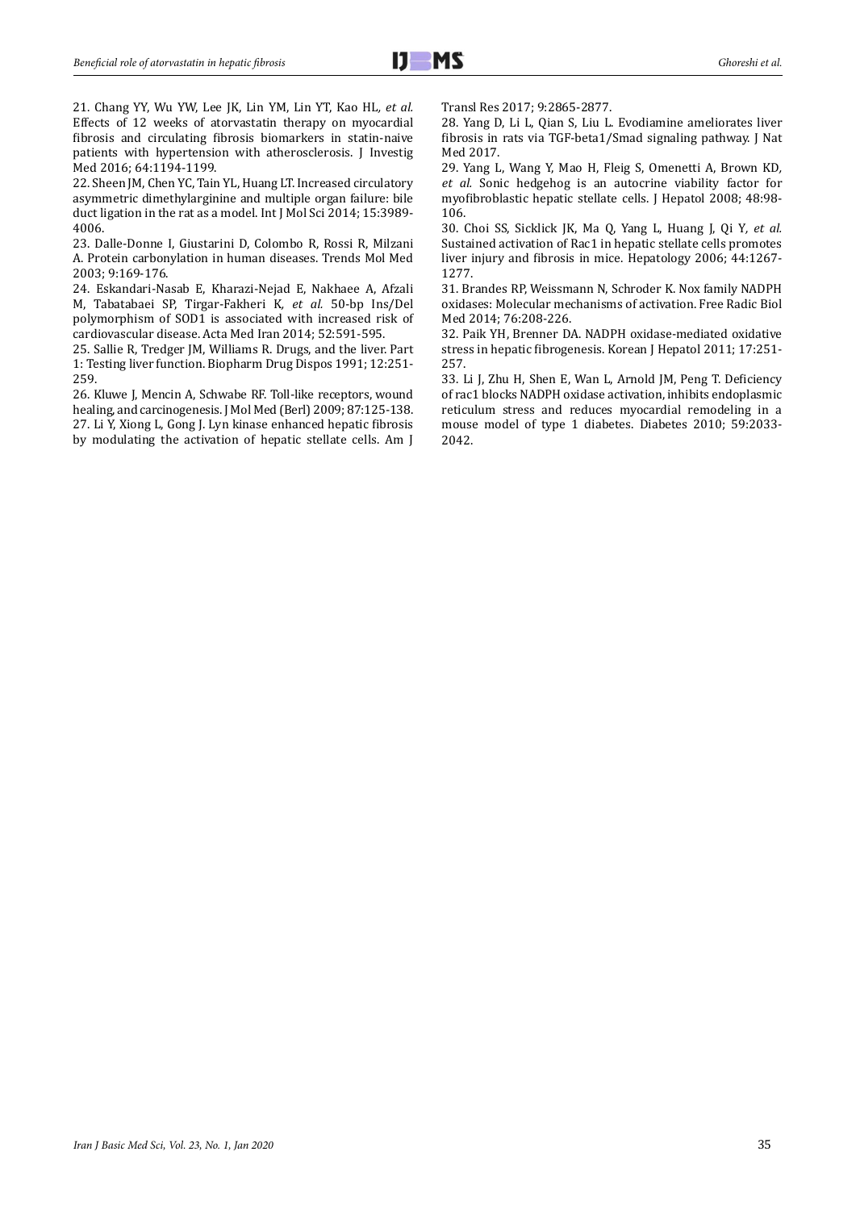21. Chang YY, Wu YW, Lee JK, Lin YM, Lin YT, Kao HL, *et al.* Effects of 12 weeks of atorvastatin therapy on myocardial fibrosis and circulating fibrosis biomarkers in statin-naive patients with hypertension with atherosclerosis. J Investig Med 2016; 64:1194-1199.

22. Sheen JM, Chen YC, Tain YL, Huang LT. Increased circulatory asymmetric dimethylarginine and multiple organ failure: bile duct ligation in the rat as a model. Int J Mol Sci 2014; 15:3989-4006.

23. Dalle-Donne I, Giustarini D, Colombo R, Rossi R, Milzani A. Protein carbonylation in human diseases. Trends Mol Med 2003; 9:169-176.

24. Eskandari-Nasab E, Kharazi-Nejad E, Nakhaee A, Afzali M, Tabatabaei SP, Tirgar-Fakheri K, *et al.* 50-bp Ins/Del polymorphism of SOD1 is associated with increased risk of cardiovascular disease. Acta Med Iran 2014; 52:591-595.

25. Sallie R, Tredger JM, Williams R. Drugs, and the liver. Part 1: Testing liver function. Biopharm Drug Dispos 1991; 12:251-259.

26. Kluwe J, Mencin A, Schwabe RF. Toll-like receptors, wound healing, and carcinogenesis. J Mol Med (Berl) 2009; 87:125-138.

27. Li Y, Xiong L, Gong J. Lyn kinase enhanced hepatic fibrosis by modulating the activation of hepatic stellate cells. Am J Transl Res 2017; 9:2865-2877.

28. Yang D, Li L, Qian S, Liu L. Evodiamine ameliorates liver fibrosis in rats via TGF-beta1/Smad signaling pathway. J Nat Med 2017.

29. Yang L, Wang Y, Mao H, Fleig S, Omenetti A, Brown KD, *et al.* Sonic hedgehog is an autocrine viability factor for myofibroblastic hepatic stellate cells. J Hepatol 2008; 48:98-106.

30. Choi SS, Sicklick JK, Ma Q, Yang L, Huang J, Qi Y, *et al.* Sustained activation of Rac1 in hepatic stellate cells promotes liver injury and fibrosis in mice. Hepatology 2006; 44:1267-1277.

31. Brandes RP, Weissmann N, Schroder K. Nox family NADPH oxidases: Molecular mechanisms of activation. Free Radic Biol Med 2014; 76:208-226.

32. Paik YH, Brenner DA. NADPH oxidase-mediated oxidative stress in hepatic fibrogenesis. Korean J Hepatol 2011; 17:251-257.

33. Li J, Zhu H, Shen E, Wan L, Arnold JM, Peng T. Deficiency of rac1 blocks NADPH oxidase activation, inhibits endoplasmic reticulum stress and reduces myocardial remodeling in a mouse model of type 1 diabetes. Diabetes 2010; 59:2033-2042.